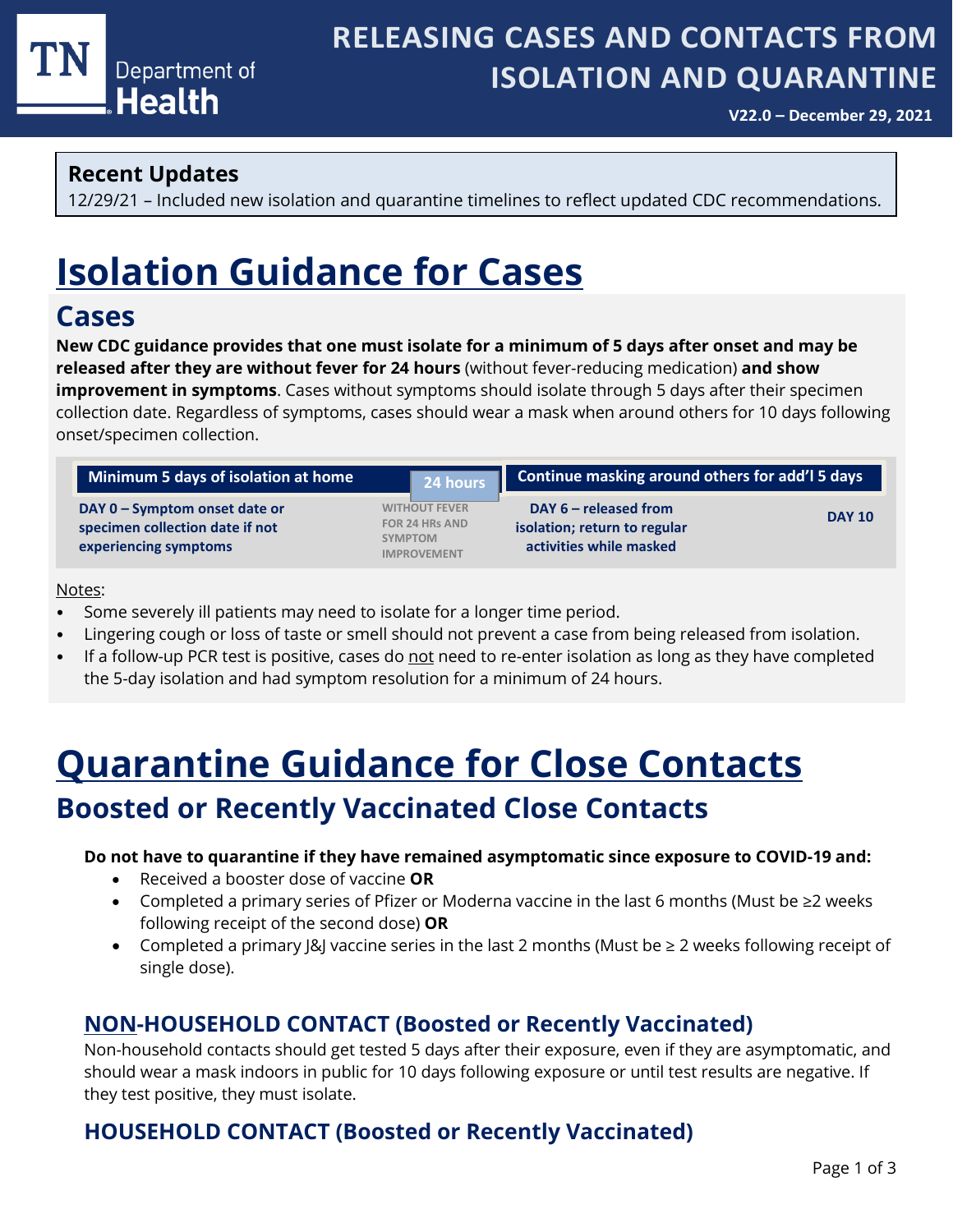TN Department of Health

# RELEASING CASES AND CONTACTS FROM ISOLATION AND QUARANTINE

**V22.0 – December 29, 2021**

**Recent Updates**

12/29/21 – Included new isolation and quarantine timelines to reflect updated CDC recommendations.

# Isolation Guidance for Cases

## Cases

**New CDC guidance provides that one must isolate for a minimum of 5 days after onset and may be released after they are without fever for 24 hours** (without fever-reducing medication) **and show improvement in symptoms**. Cases without symptoms should isolate through 5 days after their specimen collection date. Regardless of symptoms, cases should wear a mask when around others for 10 days following onset/specimen collection.

| Minimum 5 days of isolation at home | 24 hours | Continue masking around others for add'l 5 days | |
|---|---|---|---|
| **DAY 0 – Symptom onset date or specimen collection date if not experiencing symptoms** | WITHOUT FEVER FOR 24 HRs AND SYMPTOM IMPROVEMENT | **DAY 6 – released from isolation; return to regular activities while masked** | **DAY 10** |

Notes:

- Some severely ill patients may need to isolate for a longer time period.
- Lingering cough or loss of taste or smell should not prevent a case from being released from isolation.
- If a follow-up PCR test is positive, cases do not need to re-enter isolation as long as they have completed the 5-day isolation and had symptom resolution for a minimum of 24 hours.

# Quarantine Guidance for Close Contacts

## Boosted or Recently Vaccinated Close Contacts

**Do not have to quarantine if they have remained asymptomatic since exposure to COVID-19 and:**

- Received a booster dose of vaccine **OR**
- Completed a primary series of Pfizer or Moderna vaccine in the last 6 months (Must be ≥2 weeks following receipt of the second dose) **OR**
- Completed a primary J&J vaccine series in the last 2 months (Must be ≥ 2 weeks following receipt of single dose).

### NON-HOUSEHOLD CONTACT (Boosted or Recently Vaccinated)

Non-household contacts should get tested 5 days after their exposure, even if they are asymptomatic, and should wear a mask indoors in public for 10 days following exposure or until test results are negative. If they test positive, they must isolate.

### HOUSEHOLD CONTACT (Boosted or Recently Vaccinated)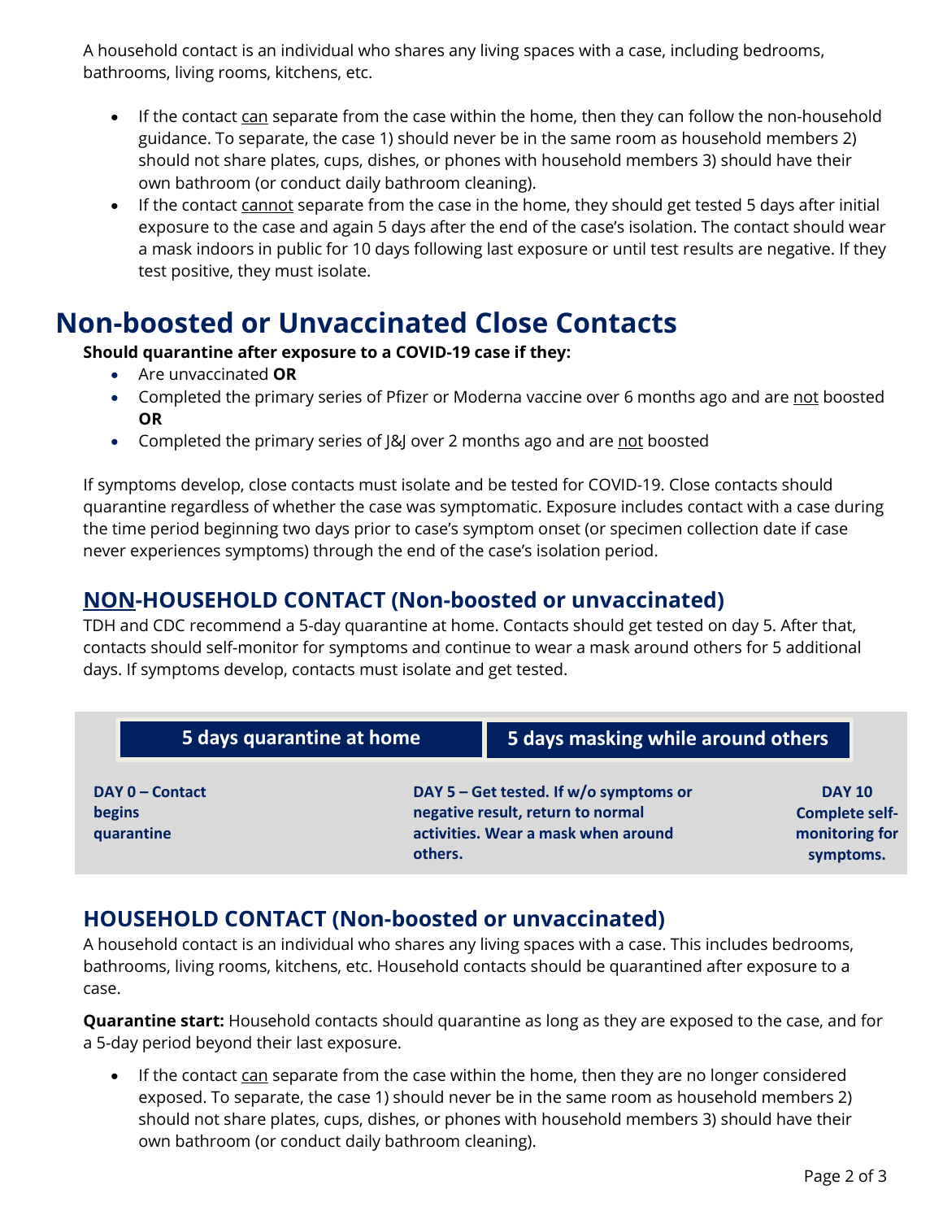A household contact is an individual who shares any living spaces with a case, including bedrooms, bathrooms, living rooms, kitchens, etc.

- If the contact can separate from the case within the home, then they can follow the non-household guidance. To separate, the case 1) should never be in the same room as household members 2) should not share plates, cups, dishes, or phones with household members 3) should have their own bathroom (or conduct daily bathroom cleaning).
- If the contact cannot separate from the case in the home, they should get tested 5 days after initial exposure to the case and again 5 days after the end of the case's isolation. The contact should wear a mask indoors in public for 10 days following last exposure or until test results are negative. If they test positive, they must isolate.

# Non-boosted or Unvaccinated Close Contacts

**Should quarantine after exposure to a COVID-19 case if they:**

- Are unvaccinated **OR**
- Completed the primary series of Pfizer or Moderna vaccine over 6 months ago and are not boosted **OR**
- Completed the primary series of J&J over 2 months ago and are not boosted

If symptoms develop, close contacts must isolate and be tested for COVID-19. Close contacts should quarantine regardless of whether the case was symptomatic. Exposure includes contact with a case during the time period beginning two days prior to case's symptom onset (or specimen collection date if case never experiences symptoms) through the end of the case's isolation period.

## NON-HOUSEHOLD CONTACT (Non-boosted or unvaccinated)

TDH and CDC recommend a 5-day quarantine at home. Contacts should get tested on day 5. After that, contacts should self-monitor for symptoms and continue to wear a mask around others for 5 additional days. If symptoms develop, contacts must isolate and get tested.

| 5 days quarantine at home | 5 days masking while around others | |
|---|---|---|
| **DAY 0 – Contact begins quarantine** | **DAY 5 – Get tested. If w/o symptoms or negative result, return to normal activities. Wear a mask when around others.** | **DAY 10 Complete self-monitoring for symptoms.** |

## HOUSEHOLD CONTACT (Non-boosted or unvaccinated)

A household contact is an individual who shares any living spaces with a case. This includes bedrooms, bathrooms, living rooms, kitchens, etc. Household contacts should be quarantined after exposure to a case.

**Quarantine start:** Household contacts should quarantine as long as they are exposed to the case, and for a 5-day period beyond their last exposure.

- If the contact can separate from the case within the home, then they are no longer considered exposed. To separate, the case 1) should never be in the same room as household members 2) should not share plates, cups, dishes, or phones with household members 3) should have their own bathroom (or conduct daily bathroom cleaning).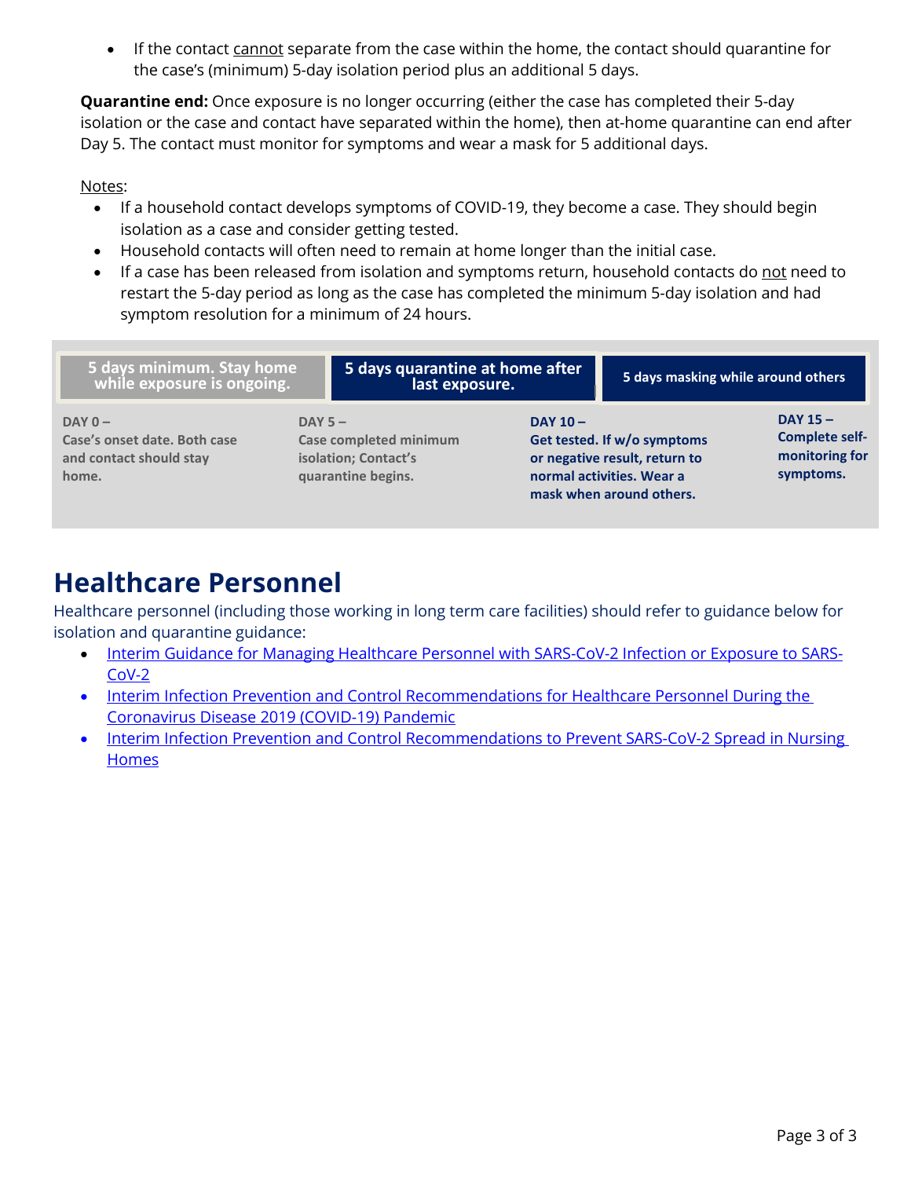- If the contact <u>cannot</u> separate from the case within the home, the contact should quarantine for the case's (minimum) 5-day isolation period plus an additional 5 days.

**Quarantine end:** Once exposure is no longer occurring (either the case has completed their 5-day isolation or the case and contact have separated within the home), then at-home quarantine can end after Day 5. The contact must monitor for symptoms and wear a mask for 5 additional days.

<u>Notes</u>:

- If a household contact develops symptoms of COVID-19, they become a case. They should begin isolation as a case and consider getting tested.
- Household contacts will often need to remain at home longer than the initial case.
- If a case has been released from isolation and symptoms return, household contacts do <u>not</u> need to restart the 5-day period as long as the case has completed the minimum 5-day isolation and had symptom resolution for a minimum of 24 hours.

**5 days minimum. Stay home while exposure is ongoing.**

**5 days quarantine at home after last exposure.**

**5 days masking while around others**

**DAY 0 –** Case's onset date. Both case and contact should stay home.

**DAY 5 –** Case completed minimum isolation; Contact's quarantine begins.

**DAY 10 –** Get tested. If w/o symptoms or negative result, return to normal activities. Wear a mask when around others.

**DAY 15 –** Complete self-monitoring for symptoms.

# Healthcare Personnel

Healthcare personnel (including those working in long term care facilities) should refer to guidance below for isolation and quarantine guidance:

- Interim Guidance for Managing Healthcare Personnel with SARS-CoV-2 Infection or Exposure to SARS-CoV-2
- Interim Infection Prevention and Control Recommendations for Healthcare Personnel During the Coronavirus Disease 2019 (COVID-19) Pandemic
- Interim Infection Prevention and Control Recommendations to Prevent SARS-CoV-2 Spread in Nursing Homes